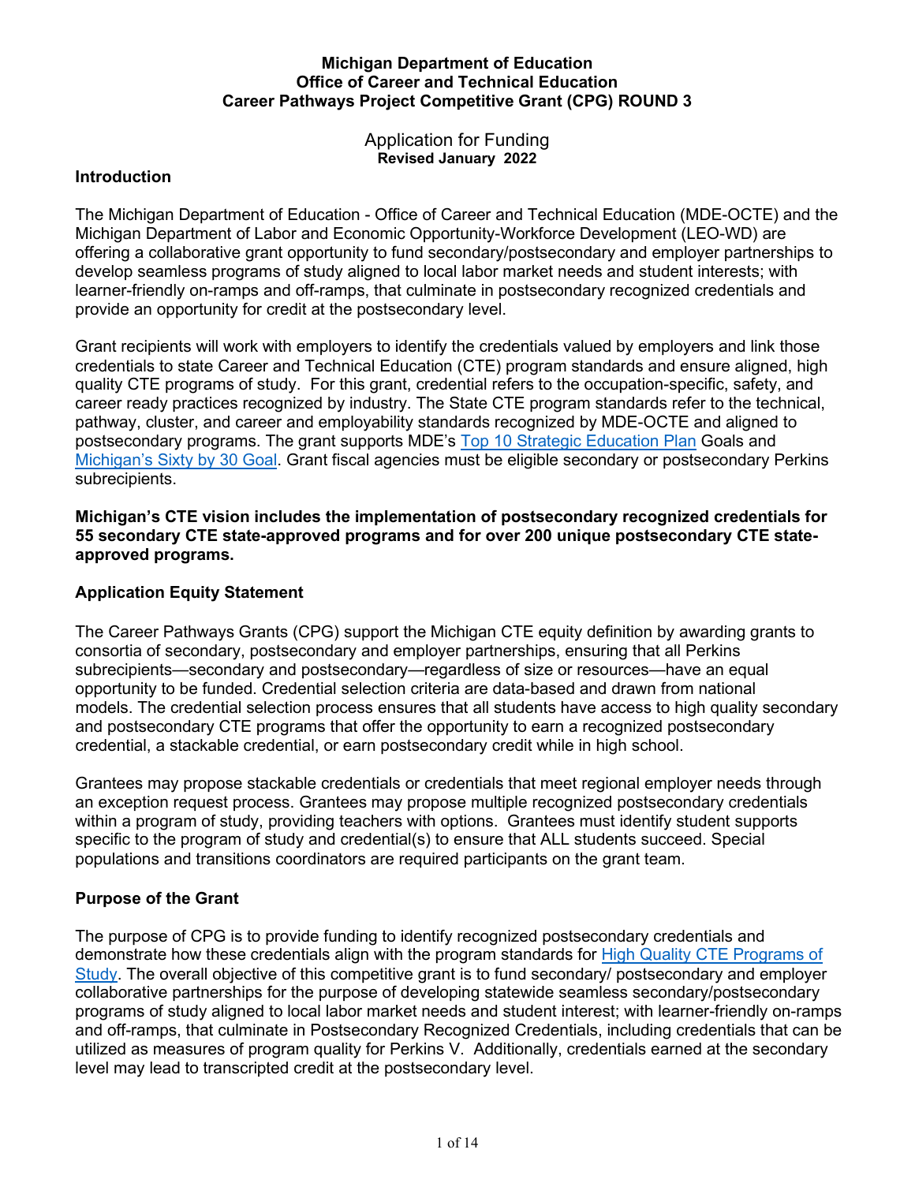**Michigan Department of Education**
**Office of Career and Technical Education**
**Career Pathways Project Competitive Grant (CPG) ROUND 3**

Application for Funding
**Revised January 2022**

## Introduction

The Michigan Department of Education - Office of Career and Technical Education (MDE-OCTE) and the Michigan Department of Labor and Economic Opportunity-Workforce Development (LEO-WD) are offering a collaborative grant opportunity to fund secondary/postsecondary and employer partnerships to develop seamless programs of study aligned to local labor market needs and student interests; with learner-friendly on-ramps and off-ramps, that culminate in postsecondary recognized credentials and provide an opportunity for credit at the postsecondary level.

Grant recipients will work with employers to identify the credentials valued by employers and link those credentials to state Career and Technical Education (CTE) program standards and ensure aligned, high quality CTE programs of study. For this grant, credential refers to the occupation-specific, safety, and career ready practices recognized by industry. The State CTE program standards refer to the technical, pathway, cluster, and career and employability standards recognized by MDE-OCTE and aligned to postsecondary programs. The grant supports MDE's Top 10 Strategic Education Plan Goals and Michigan's Sixty by 30 Goal. Grant fiscal agencies must be eligible secondary or postsecondary Perkins subrecipients.

**Michigan's CTE vision includes the implementation of postsecondary recognized credentials for 55 secondary CTE state-approved programs and for over 200 unique postsecondary CTE state-approved programs.**

## Application Equity Statement

The Career Pathways Grants (CPG) support the Michigan CTE equity definition by awarding grants to consortia of secondary, postsecondary and employer partnerships, ensuring that all Perkins subrecipients—secondary and postsecondary—regardless of size or resources—have an equal opportunity to be funded. Credential selection criteria are data-based and drawn from national models. The credential selection process ensures that all students have access to high quality secondary and postsecondary CTE programs that offer the opportunity to earn a recognized postsecondary credential, a stackable credential, or earn postsecondary credit while in high school.

Grantees may propose stackable credentials or credentials that meet regional employer needs through an exception request process. Grantees may propose multiple recognized postsecondary credentials within a program of study, providing teachers with options. Grantees must identify student supports specific to the program of study and credential(s) to ensure that ALL students succeed. Special populations and transitions coordinators are required participants on the grant team.

## Purpose of the Grant

The purpose of CPG is to provide funding to identify recognized postsecondary credentials and demonstrate how these credentials align with the program standards for High Quality CTE Programs of Study. The overall objective of this competitive grant is to fund secondary/ postsecondary and employer collaborative partnerships for the purpose of developing statewide seamless secondary/postsecondary programs of study aligned to local labor market needs and student interest; with learner-friendly on-ramps and off-ramps, that culminate in Postsecondary Recognized Credentials, including credentials that can be utilized as measures of program quality for Perkins V. Additionally, credentials earned at the secondary level may lead to transcripted credit at the postsecondary level.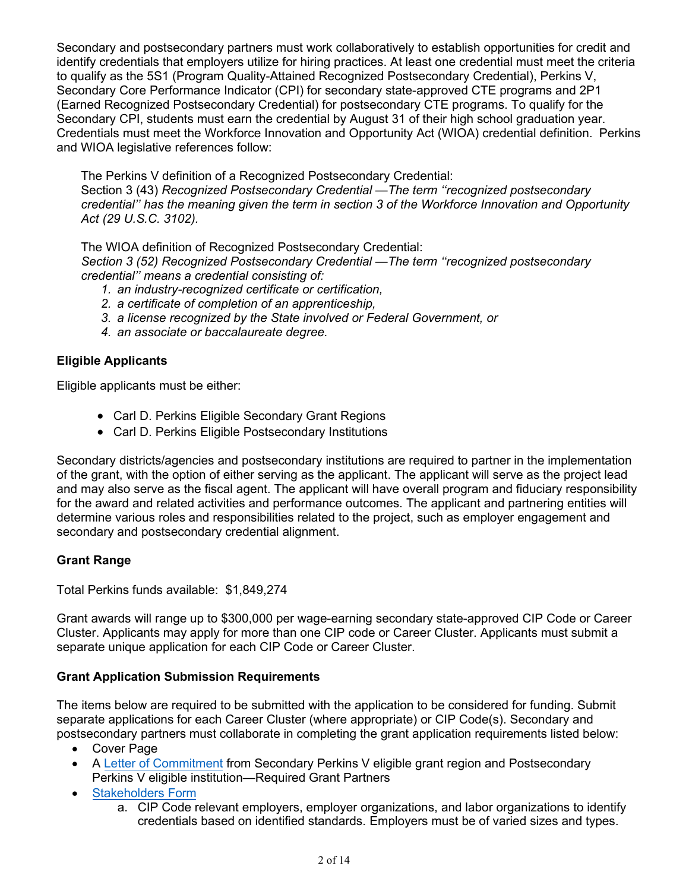Secondary and postsecondary partners must work collaboratively to establish opportunities for credit and identify credentials that employers utilize for hiring practices. At least one credential must meet the criteria to qualify as the 5S1 (Program Quality-Attained Recognized Postsecondary Credential), Perkins V, Secondary Core Performance Indicator (CPI) for secondary state-approved CTE programs and 2P1 (Earned Recognized Postsecondary Credential) for postsecondary CTE programs. To qualify for the Secondary CPI, students must earn the credential by August 31 of their high school graduation year. Credentials must meet the Workforce Innovation and Opportunity Act (WIOA) credential definition. Perkins and WIOA legislative references follow:

> The Perkins V definition of a Recognized Postsecondary Credential:
> Section 3 (43) *Recognized Postsecondary Credential —The term ''recognized postsecondary credential'' has the meaning given the term in section 3 of the Workforce Innovation and Opportunity Act (29 U.S.C. 3102).*
>
> The WIOA definition of Recognized Postsecondary Credential:
> *Section 3 (52) Recognized Postsecondary Credential —The term ''recognized postsecondary credential'' means a credential consisting of:*
> 1. *an industry-recognized certificate or certification,*
> 2. *a certificate of completion of an apprenticeship,*
> 3. *a license recognized by the State involved or Federal Government, or*
> 4. *an associate or baccalaureate degree.*

**Eligible Applicants**

Eligible applicants must be either:

- Carl D. Perkins Eligible Secondary Grant Regions
- Carl D. Perkins Eligible Postsecondary Institutions

Secondary districts/agencies and postsecondary institutions are required to partner in the implementation of the grant, with the option of either serving as the applicant. The applicant will serve as the project lead and may also serve as the fiscal agent. The applicant will have overall program and fiduciary responsibility for the award and related activities and performance outcomes. The applicant and partnering entities will determine various roles and responsibilities related to the project, such as employer engagement and secondary and postsecondary credential alignment.

**Grant Range**

Total Perkins funds available: $1,849,274

Grant awards will range up to $300,000 per wage-earning secondary state-approved CIP Code or Career Cluster. Applicants may apply for more than one CIP code or Career Cluster. Applicants must submit a separate unique application for each CIP Code or Career Cluster.

**Grant Application Submission Requirements**

The items below are required to be submitted with the application to be considered for funding. Submit separate applications for each Career Cluster (where appropriate) or CIP Code(s). Secondary and postsecondary partners must collaborate in completing the grant application requirements listed below:

- Cover Page
- A Letter of Commitment from Secondary Perkins V eligible grant region and Postsecondary Perkins V eligible institution—Required Grant Partners
- Stakeholders Form
    a. CIP Code relevant employers, employer organizations, and labor organizations to identify credentials based on identified standards. Employers must be of varied sizes and types.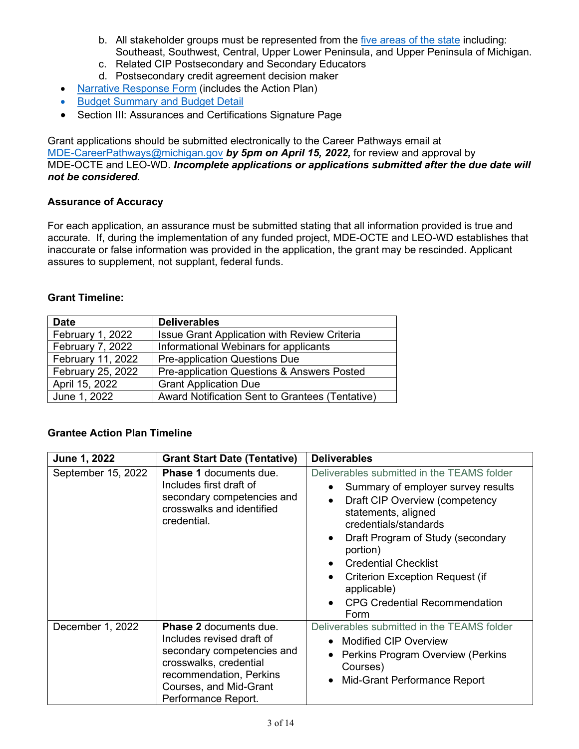b. All stakeholder groups must be represented from the [five areas of the state]() including: Southeast, Southwest, Central, Upper Lower Peninsula, and Upper Peninsula of Michigan.
    c. Related CIP Postsecondary and Secondary Educators
    d. Postsecondary credit agreement decision maker

- Narrative Response Form (includes the Action Plan)
- Budget Summary and Budget Detail
- Section III: Assurances and Certifications Signature Page

Grant applications should be submitted electronically to the Career Pathways email at MDE-CareerPathways@michigan.gov ***by 5pm on April 15, 2022,*** for review and approval by MDE-OCTE and LEO-WD. ***Incomplete applications or applications submitted after the due date will not be considered.***

**Assurance of Accuracy**

For each application, an assurance must be submitted stating that all information provided is true and accurate. If, during the implementation of any funded project, MDE-OCTE and LEO-WD establishes that inaccurate or false information was provided in the application, the grant may be rescinded. Applicant assures to supplement, not supplant, federal funds.

**Grant Timeline:**

| Date | Deliverables |
|---|---|
| February 1, 2022 | Issue Grant Application with Review Criteria |
| February 7, 2022 | Informational Webinars for applicants |
| February 11, 2022 | Pre-application Questions Due |
| February 25, 2022 | Pre-application Questions & Answers Posted |
| April 15, 2022 | Grant Application Due |
| June 1, 2022 | Award Notification Sent to Grantees (Tentative) |

**Grantee Action Plan Timeline**

| June 1, 2022 | Grant Start Date (Tentative) | Deliverables |
|---|---|---|
| September 15, 2022 | **Phase 1** documents due. Includes first draft of secondary competencies and crosswalks and identified credential. | Deliverables submitted in the TEAMS folder<br>• Summary of employer survey results<br>• Draft CIP Overview (competency statements, aligned credentials/standards<br>• Draft Program of Study (secondary portion)<br>• Credential Checklist<br>• Criterion Exception Request (if applicable)<br>• CPG Credential Recommendation Form |
| December 1, 2022 | **Phase 2** documents due. Includes revised draft of secondary competencies and crosswalks, credential recommendation, Perkins Courses, and Mid-Grant Performance Report. | Deliverables submitted in the TEAMS folder<br>• Modified CIP Overview<br>• Perkins Program Overview (Perkins Courses)<br>• Mid-Grant Performance Report |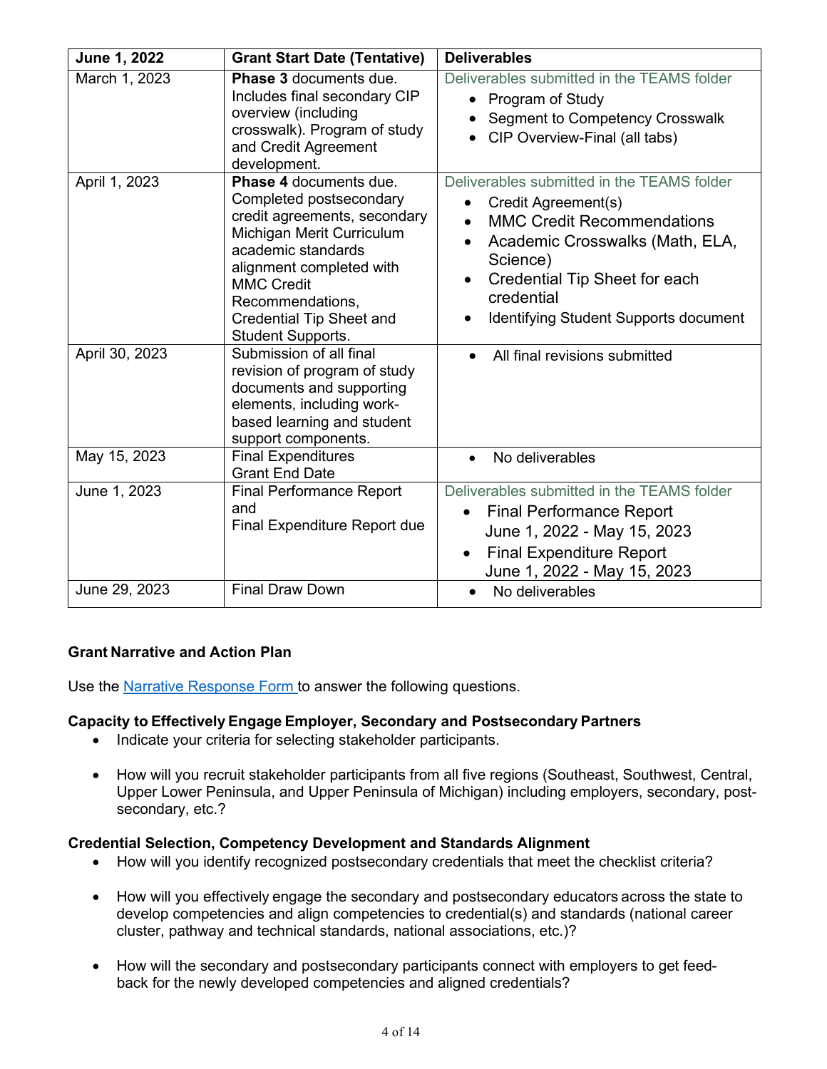| June 1, 2022 | Grant Start Date (Tentative) | Deliverables |
|---|---|---|
| March 1, 2023 | **Phase 3** documents due. Includes final secondary CIP overview (including crosswalk). Program of study and Credit Agreement development. | Deliverables submitted in the TEAMS folder<br>• Program of Study<br>• Segment to Competency Crosswalk<br>• CIP Overview-Final (all tabs) |
| April 1, 2023 | **Phase 4** documents due. Completed postsecondary credit agreements, secondary Michigan Merit Curriculum academic standards alignment completed with MMC Credit Recommendations, Credential Tip Sheet and Student Supports. | Deliverables submitted in the TEAMS folder<br>• Credit Agreement(s)<br>• MMC Credit Recommendations<br>• Academic Crosswalks (Math, ELA, Science)<br>• Credential Tip Sheet for each credential<br>• Identifying Student Supports document |
| April 30, 2023 | Submission of all final revision of program of study documents and supporting elements, including work-based learning and student support components. | • All final revisions submitted |
| May 15, 2023 | Final Expenditures<br>Grant End Date | • No deliverables |
| June 1, 2023 | Final Performance Report and<br>Final Expenditure Report due | Deliverables submitted in the TEAMS folder<br>• Final Performance Report June 1, 2022 - May 15, 2023<br>• Final Expenditure Report June 1, 2022 - May 15, 2023 |
| June 29, 2023 | Final Draw Down | • No deliverables |

**Grant Narrative and Action Plan**

Use the [Narrative Response Form](#) to answer the following questions.

**Capacity to Effectively Engage Employer, Secondary and Postsecondary Partners**

- Indicate your criteria for selecting stakeholder participants.
- How will you recruit stakeholder participants from all five regions (Southeast, Southwest, Central, Upper Lower Peninsula, and Upper Peninsula of Michigan) including employers, secondary, post-secondary, etc.?

**Credential Selection, Competency Development and Standards Alignment**

- How will you identify recognized postsecondary credentials that meet the checklist criteria?
- How will you effectively engage the secondary and postsecondary educators across the state to develop competencies and align competencies to credential(s) and standards (national career cluster, pathway and technical standards, national associations, etc.)?
- How will the secondary and postsecondary participants connect with employers to get feed-back for the newly developed competencies and aligned credentials?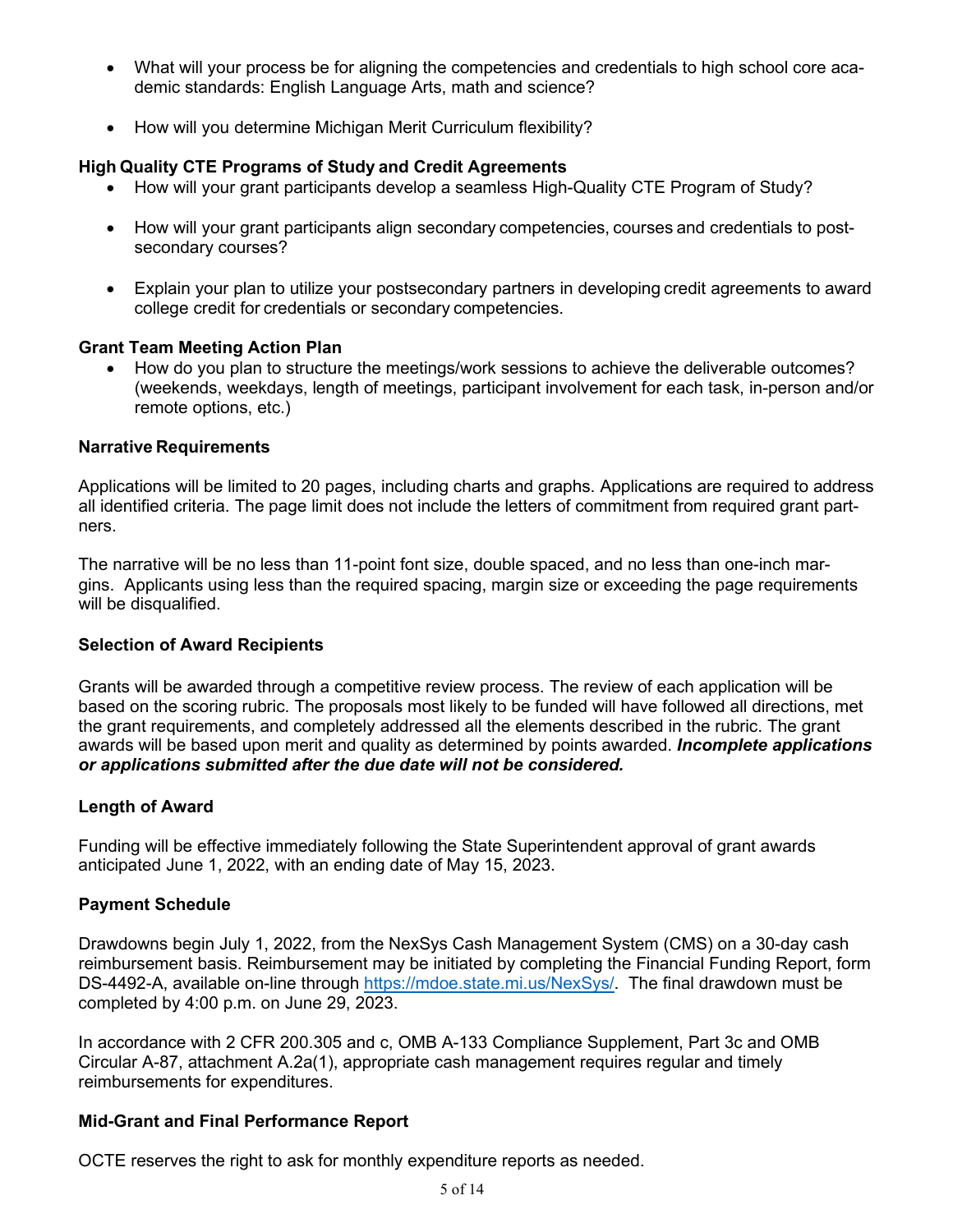- What will your process be for aligning the competencies and credentials to high school core academic standards: English Language Arts, math and science?
- How will you determine Michigan Merit Curriculum flexibility?

**High Quality CTE Programs of Study and Credit Agreements**

- How will your grant participants develop a seamless High-Quality CTE Program of Study?
- How will your grant participants align secondary competencies, courses and credentials to postsecondary courses?
- Explain your plan to utilize your postsecondary partners in developing credit agreements to award college credit for credentials or secondary competencies.

**Grant Team Meeting Action Plan**

- How do you plan to structure the meetings/work sessions to achieve the deliverable outcomes? (weekends, weekdays, length of meetings, participant involvement for each task, in-person and/or remote options, etc.)

**Narrative Requirements**

Applications will be limited to 20 pages, including charts and graphs. Applications are required to address all identified criteria. The page limit does not include the letters of commitment from required grant partners.

The narrative will be no less than 11-point font size, double spaced, and no less than one-inch margins. Applicants using less than the required spacing, margin size or exceeding the page requirements will be disqualified.

**Selection of Award Recipients**

Grants will be awarded through a competitive review process. The review of each application will be based on the scoring rubric. The proposals most likely to be funded will have followed all directions, met the grant requirements, and completely addressed all the elements described in the rubric. The grant awards will be based upon merit and quality as determined by points awarded. ***Incomplete applications or applications submitted after the due date will not be considered.***

**Length of Award**

Funding will be effective immediately following the State Superintendent approval of grant awards anticipated June 1, 2022, with an ending date of May 15, 2023.

**Payment Schedule**

Drawdowns begin July 1, 2022, from the NexSys Cash Management System (CMS) on a 30-day cash reimbursement basis. Reimbursement may be initiated by completing the Financial Funding Report, form DS-4492-A, available on-line through [https://mdoe.state.mi.us/NexSys/](https://mdoe.state.mi.us/NexSys/). The final drawdown must be completed by 4:00 p.m. on June 29, 2023.

In accordance with 2 CFR 200.305 and c, OMB A-133 Compliance Supplement, Part 3c and OMB Circular A-87, attachment A.2a(1), appropriate cash management requires regular and timely reimbursements for expenditures.

**Mid-Grant and Final Performance Report**

OCTE reserves the right to ask for monthly expenditure reports as needed.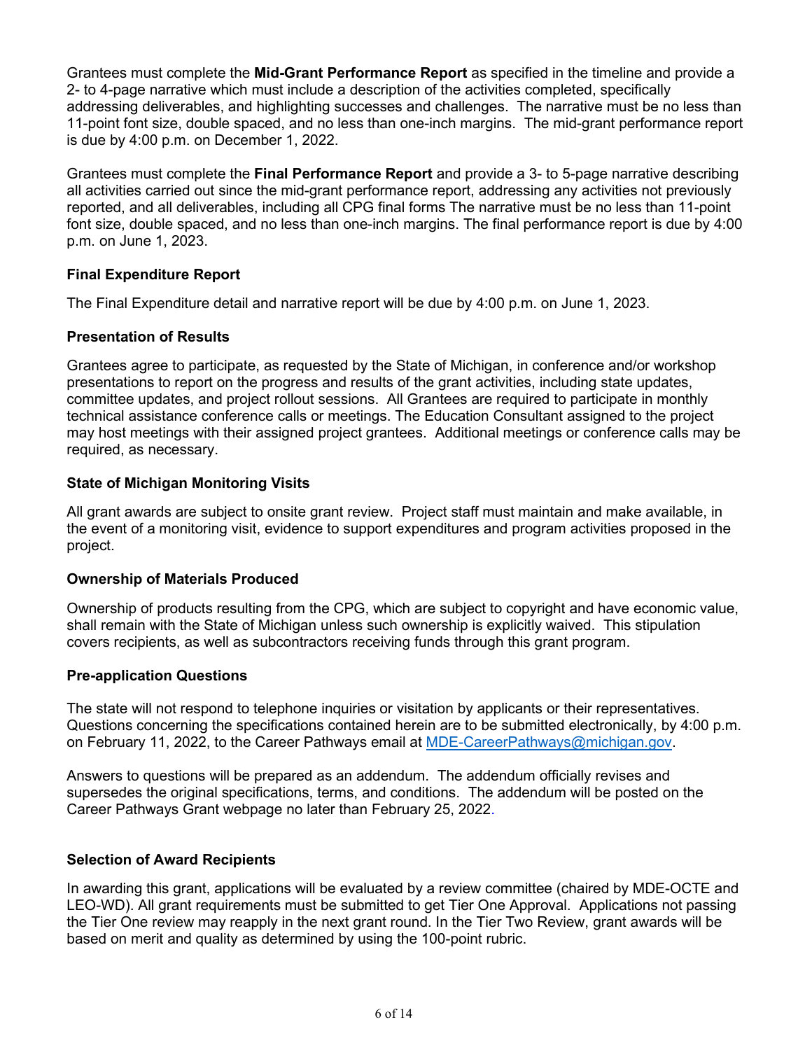Grantees must complete the **Mid-Grant Performance Report** as specified in the timeline and provide a 2- to 4-page narrative which must include a description of the activities completed, specifically addressing deliverables, and highlighting successes and challenges. The narrative must be no less than 11-point font size, double spaced, and no less than one-inch margins. The mid-grant performance report is due by 4:00 p.m. on December 1, 2022.

Grantees must complete the **Final Performance Report** and provide a 3- to 5-page narrative describing all activities carried out since the mid-grant performance report, addressing any activities not previously reported, and all deliverables, including all CPG final forms The narrative must be no less than 11-point font size, double spaced, and no less than one-inch margins. The final performance report is due by 4:00 p.m. on June 1, 2023.

**Final Expenditure Report**

The Final Expenditure detail and narrative report will be due by 4:00 p.m. on June 1, 2023.

**Presentation of Results**

Grantees agree to participate, as requested by the State of Michigan, in conference and/or workshop presentations to report on the progress and results of the grant activities, including state updates, committee updates, and project rollout sessions. All Grantees are required to participate in monthly technical assistance conference calls or meetings. The Education Consultant assigned to the project may host meetings with their assigned project grantees. Additional meetings or conference calls may be required, as necessary.

**State of Michigan Monitoring Visits**

All grant awards are subject to onsite grant review. Project staff must maintain and make available, in the event of a monitoring visit, evidence to support expenditures and program activities proposed in the project.

**Ownership of Materials Produced**

Ownership of products resulting from the CPG, which are subject to copyright and have economic value, shall remain with the State of Michigan unless such ownership is explicitly waived. This stipulation covers recipients, as well as subcontractors receiving funds through this grant program.

**Pre-application Questions**

The state will not respond to telephone inquiries or visitation by applicants or their representatives. Questions concerning the specifications contained herein are to be submitted electronically, by 4:00 p.m. on February 11, 2022, to the Career Pathways email at [MDE-CareerPathways@michigan.gov](mailto:MDE-CareerPathways@michigan.gov).

Answers to questions will be prepared as an addendum. The addendum officially revises and supersedes the original specifications, terms, and conditions. The addendum will be posted on the Career Pathways Grant webpage no later than February 25, 2022.

**Selection of Award Recipients**

In awarding this grant, applications will be evaluated by a review committee (chaired by MDE-OCTE and LEO-WD). All grant requirements must be submitted to get Tier One Approval. Applications not passing the Tier One review may reapply in the next grant round. In the Tier Two Review, grant awards will be based on merit and quality as determined by using the 100-point rubric.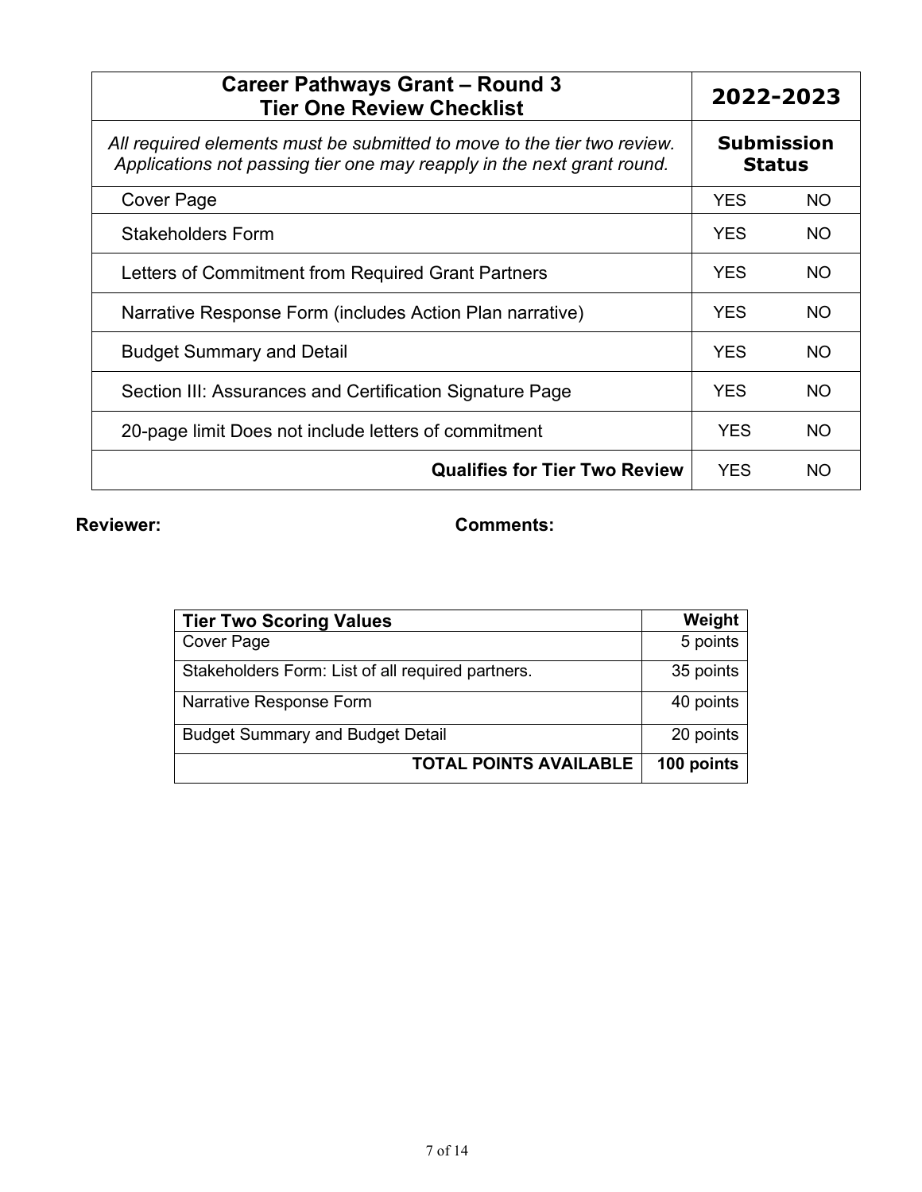| Career Pathways Grant – Round 3<br>Tier One Review Checklist | 2022-2023 | |
|---|---|---|
| *All required elements must be submitted to move to the tier two review. Applications not passing tier one may reapply in the next grant round.* | **Submission Status** | |
| Cover Page | YES | NO |
| Stakeholders Form | YES | NO |
| Letters of Commitment from Required Grant Partners | YES | NO |
| Narrative Response Form (includes Action Plan narrative) | YES | NO |
| Budget Summary and Detail | YES | NO |
| Section III: Assurances and Certification Signature Page | YES | NO |
| 20-page limit Does not include letters of commitment | YES | NO |
| **Qualifies for Tier Two Review** | YES | NO |

**Reviewer:** **Comments:**

| Tier Two Scoring Values | Weight |
|---|---|
| Cover Page | 5 points |
| Stakeholders Form: List of all required partners. | 35 points |
| Narrative Response Form | 40 points |
| Budget Summary and Budget Detail | 20 points |
| **TOTAL POINTS AVAILABLE** | **100 points** |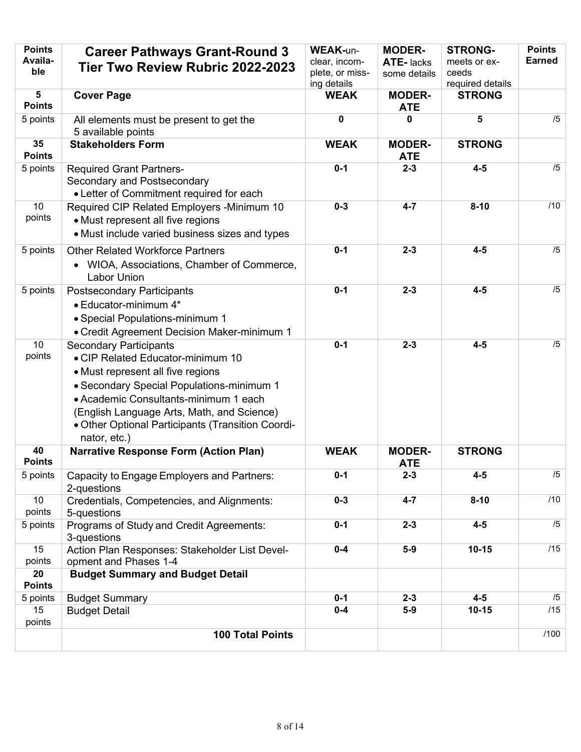| Points Availa-ble | Career Pathways Grant-Round 3 Tier Two Review Rubric 2022-2023 | WEAK-un-clear, incom-plete, or miss-ing details | MODER-ATE- lacks some details | STRONG- meets or ex-ceeds required details | Points Earned |
|---|---|---|---|---|---|
| **5 Points** | **Cover Page** | **WEAK** | **MODER-ATE** | **STRONG** | |
| 5 points | All elements must be present to get the 5 available points | **0** | **0** | **5** | /5 |
| **35 Points** | **Stakeholders Form** | **WEAK** | **MODER-ATE** | **STRONG** | |
| 5 points | Required Grant Partners- Secondary and Postsecondary<br>• Letter of Commitment required for each | **0-1** | **2-3** | **4-5** | /5 |
| 10 points | Required CIP Related Employers -Minimum 10<br>• Must represent all five regions<br>• Must include varied business sizes and types | **0-3** | **4-7** | **8-10** | /10 |
| 5 points | Other Related Workforce Partners<br>• WIOA, Associations, Chamber of Commerce, Labor Union | **0-1** | **2-3** | **4-5** | /5 |
| 5 points | Postsecondary Participants<br>• Educator-minimum 4*<br>• Special Populations-minimum 1<br>• Credit Agreement Decision Maker-minimum 1 | **0-1** | **2-3** | **4-5** | /5 |
| 10 points | Secondary Participants<br>• CIP Related Educator-minimum 10<br>• Must represent all five regions<br>• Secondary Special Populations-minimum 1<br>• Academic Consultants-minimum 1 each (English Language Arts, Math, and Science)<br>• Other Optional Participants (Transition Coordinator, etc.) | **0-1** | **2-3** | **4-5** | /5 |
| **40 Points** | **Narrative Response Form (Action Plan)** | **WEAK** | **MODER-ATE** | **STRONG** | |
| 5 points | Capacity to Engage Employers and Partners: 2-questions | **0-1** | **2-3** | **4-5** | /5 |
| 10 points | Credentials, Competencies, and Alignments: 5-questions | **0-3** | **4-7** | **8-10** | /10 |
| 5 points | Programs of Study and Credit Agreements: 3-questions | **0-1** | **2-3** | **4-5** | /5 |
| 15 points | Action Plan Responses: Stakeholder List Development and Phases 1-4 | **0-4** | **5-9** | **10-15** | /15 |
| **20 Points** | **Budget Summary and Budget Detail** | | | | |
| 5 points | Budget Summary | **0-1** | **2-3** | **4-5** | /5 |
| 15 points | Budget Detail | **0-4** | **5-9** | **10-15** | /15 |
| | **100 Total Points** | | | | /100 |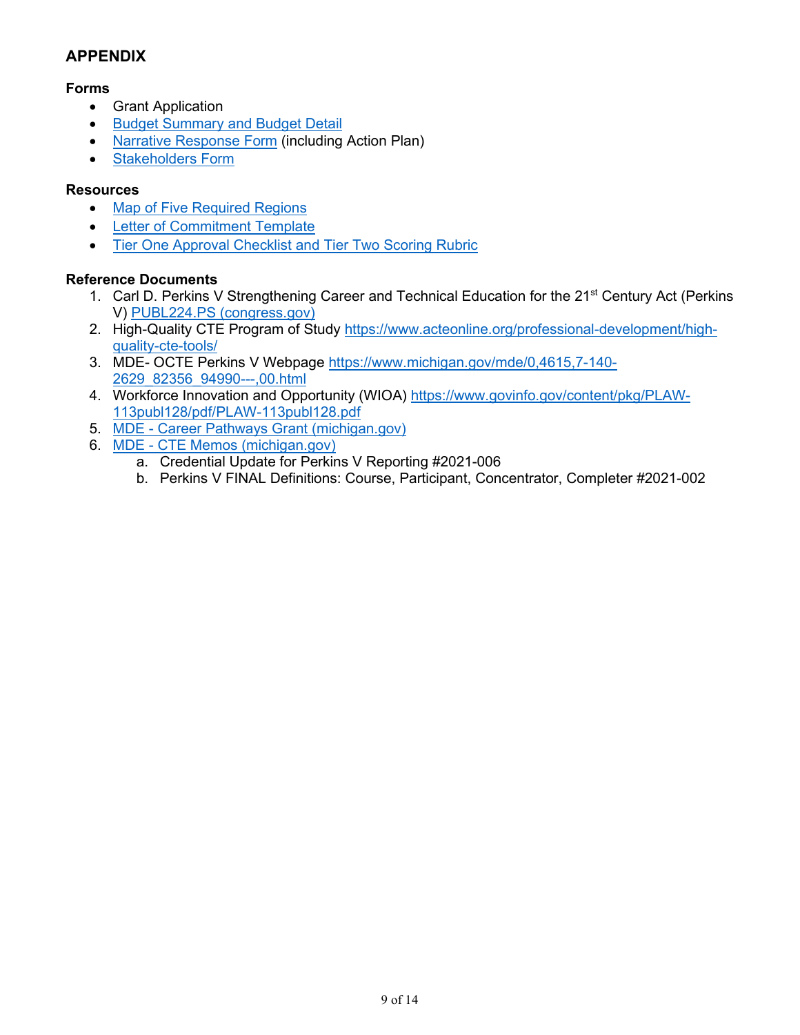## APPENDIX

### Forms

- Grant Application
- Budget Summary and Budget Detail
- Narrative Response Form (including Action Plan)
- Stakeholders Form

### Resources

- Map of Five Required Regions
- Letter of Commitment Template
- Tier One Approval Checklist and Tier Two Scoring Rubric

### Reference Documents

1. Carl D. Perkins V Strengthening Career and Technical Education for the 21st Century Act (Perkins V) PUBL224.PS (congress.gov)
2. High-Quality CTE Program of Study https://www.acteonline.org/professional-development/high-quality-cte-tools/
3. MDE- OCTE Perkins V Webpage https://www.michigan.gov/mde/0,4615,7-140-2629_82356_94990---,00.html
4. Workforce Innovation and Opportunity (WIOA) https://www.govinfo.gov/content/pkg/PLAW-113publ128/pdf/PLAW-113publ128.pdf
5. MDE - Career Pathways Grant (michigan.gov)
6. MDE - CTE Memos (michigan.gov)
   a. Credential Update for Perkins V Reporting #2021-006
   b. Perkins V FINAL Definitions: Course, Participant, Concentrator, Completer #2021-002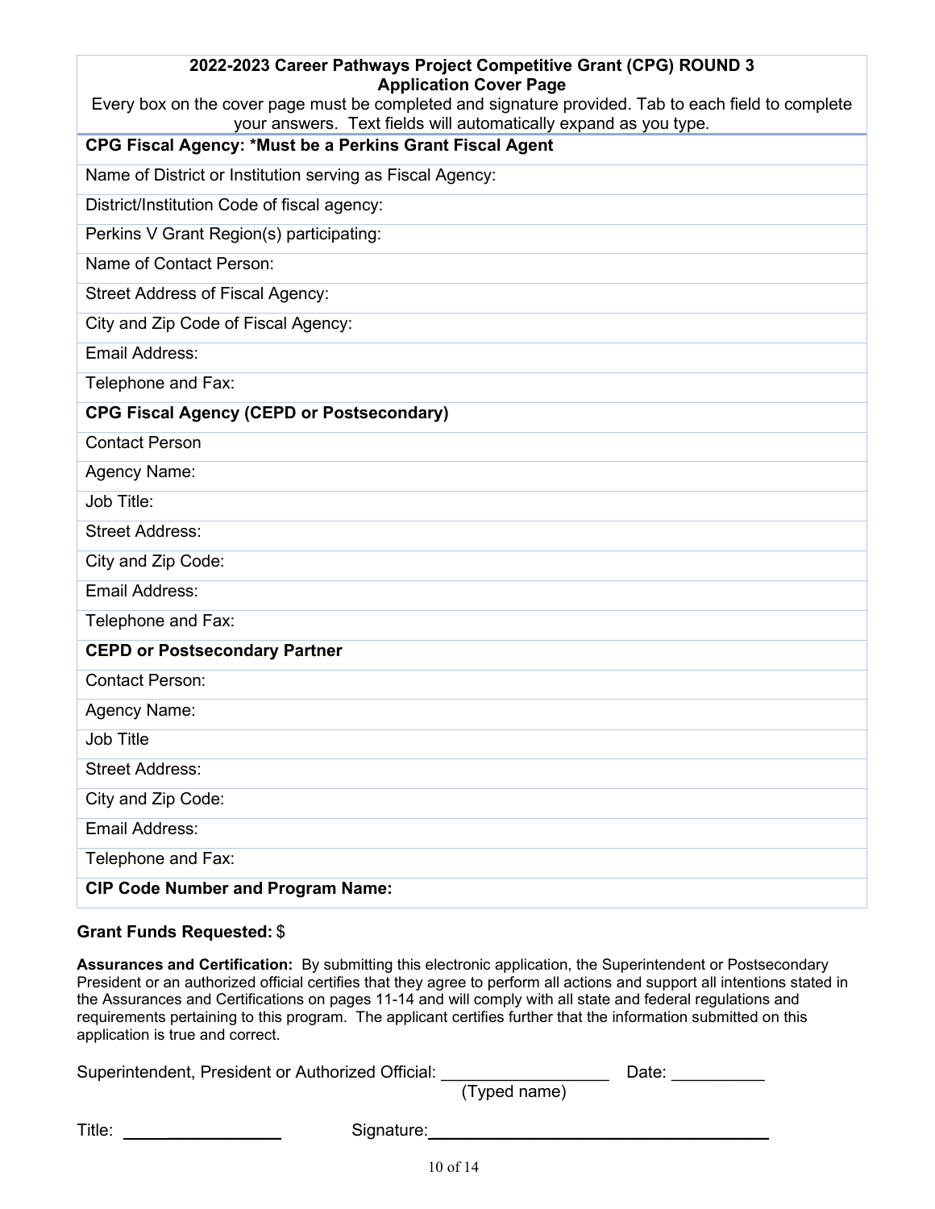**2022-2023 Career Pathways Project Competitive Grant (CPG) ROUND 3**
**Application Cover Page**

Every box on the cover page must be completed and signature provided. Tab to each field to complete your answers. Text fields will automatically expand as you type.

| **CPG Fiscal Agency: *Must be a Perkins Grant Fiscal Agent** |
|---|
| Name of District or Institution serving as Fiscal Agency: |
| District/Institution Code of fiscal agency: |
| Perkins V Grant Region(s) participating: |
| Name of Contact Person: |
| Street Address of Fiscal Agency: |
| City and Zip Code of Fiscal Agency: |
| Email Address: |
| Telephone and Fax: |
| **CPG Fiscal Agency (CEPD or Postsecondary)** |
| Contact Person |
| Agency Name: |
| Job Title: |
| Street Address: |
| City and Zip Code: |
| Email Address: |
| Telephone and Fax: |
| **CEPD or Postsecondary Partner** |
| Contact Person: |
| Agency Name: |
| Job Title |
| Street Address: |
| City and Zip Code: |
| Email Address: |
| Telephone and Fax: |
| **CIP Code Number and Program Name:** |

**Grant Funds Requested:** $

**Assurances and Certification:** By submitting this electronic application, the Superintendent or Postsecondary President or an authorized official certifies that they agree to perform all actions and support all intentions stated in the Assurances and Certifications on pages 11-14 and will comply with all state and federal regulations and requirements pertaining to this program. The applicant certifies further that the information submitted on this application is true and correct.

Superintendent, President or Authorized Official: ________________ Date: __________
(Typed name)

Title: ________________ Signature: ________________________________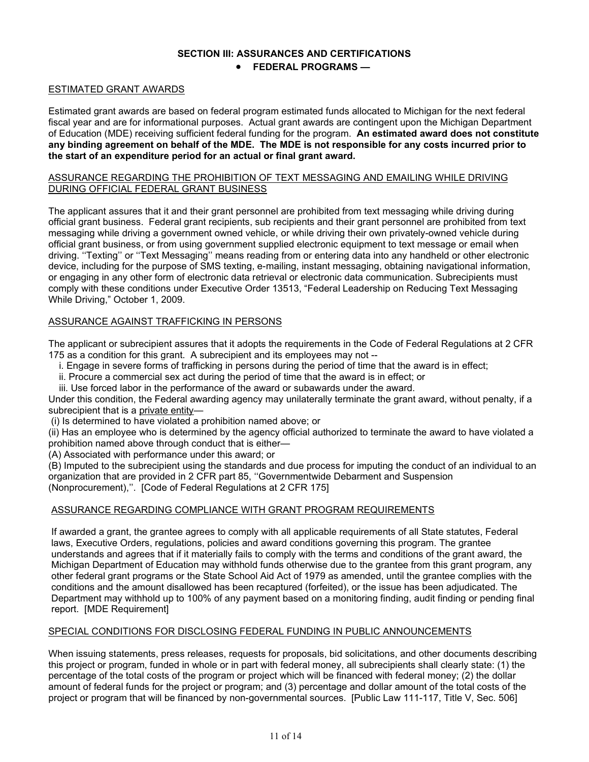# SECTION III: ASSURANCES AND CERTIFICATIONS

- **FEDERAL PROGRAMS —**

## ESTIMATED GRANT AWARDS

Estimated grant awards are based on federal program estimated funds allocated to Michigan for the next federal fiscal year and are for informational purposes. Actual grant awards are contingent upon the Michigan Department of Education (MDE) receiving sufficient federal funding for the program. **An estimated award does not constitute any binding agreement on behalf of the MDE. The MDE is not responsible for any costs incurred prior to the start of an expenditure period for an actual or final grant award.**

## ASSURANCE REGARDING THE PROHIBITION OF TEXT MESSAGING AND EMAILING WHILE DRIVING DURING OFFICIAL FEDERAL GRANT BUSINESS

The applicant assures that it and their grant personnel are prohibited from text messaging while driving during official grant business. Federal grant recipients, sub recipients and their grant personnel are prohibited from text messaging while driving a government owned vehicle, or while driving their own privately-owned vehicle during official grant business, or from using government supplied electronic equipment to text message or email when driving. ''Texting'' or ''Text Messaging'' means reading from or entering data into any handheld or other electronic device, including for the purpose of SMS texting, e-mailing, instant messaging, obtaining navigational information, or engaging in any other form of electronic data retrieval or electronic data communication. Subrecipients must comply with these conditions under Executive Order 13513, "Federal Leadership on Reducing Text Messaging While Driving," October 1, 2009.

## ASSURANCE AGAINST TRAFFICKING IN PERSONS

The applicant or subrecipient assures that it adopts the requirements in the Code of Federal Regulations at 2 CFR 175 as a condition for this grant. A subrecipient and its employees may not --

i. Engage in severe forms of trafficking in persons during the period of time that the award is in effect;
ii. Procure a commercial sex act during the period of time that the award is in effect; or
iii. Use forced labor in the performance of the award or subawards under the award.

Under this condition, the Federal awarding agency may unilaterally terminate the grant award, without penalty, if a subrecipient that is a private entity—

(i) Is determined to have violated a prohibition named above; or
(ii) Has an employee who is determined by the agency official authorized to terminate the award to have violated a prohibition named above through conduct that is either—
(A) Associated with performance under this award; or
(B) Imputed to the subrecipient using the standards and due process for imputing the conduct of an individual to an organization that are provided in 2 CFR part 85, ''Governmentwide Debarment and Suspension (Nonprocurement),''. [Code of Federal Regulations at 2 CFR 175]

## ASSURANCE REGARDING COMPLIANCE WITH GRANT PROGRAM REQUIREMENTS

If awarded a grant, the grantee agrees to comply with all applicable requirements of all State statutes, Federal laws, Executive Orders, regulations, policies and award conditions governing this program. The grantee understands and agrees that if it materially fails to comply with the terms and conditions of the grant award, the Michigan Department of Education may withhold funds otherwise due to the grantee from this grant program, any other federal grant programs or the State School Aid Act of 1979 as amended, until the grantee complies with the conditions and the amount disallowed has been recaptured (forfeited), or the issue has been adjudicated. The Department may withhold up to 100% of any payment based on a monitoring finding, audit finding or pending final report. [MDE Requirement]

## SPECIAL CONDITIONS FOR DISCLOSING FEDERAL FUNDING IN PUBLIC ANNOUNCEMENTS

When issuing statements, press releases, requests for proposals, bid solicitations, and other documents describing this project or program, funded in whole or in part with federal money, all subrecipients shall clearly state: (1) the percentage of the total costs of the program or project which will be financed with federal money; (2) the dollar amount of federal funds for the project or program; and (3) percentage and dollar amount of the total costs of the project or program that will be financed by non-governmental sources. [Public Law 111-117, Title V, Sec. 506]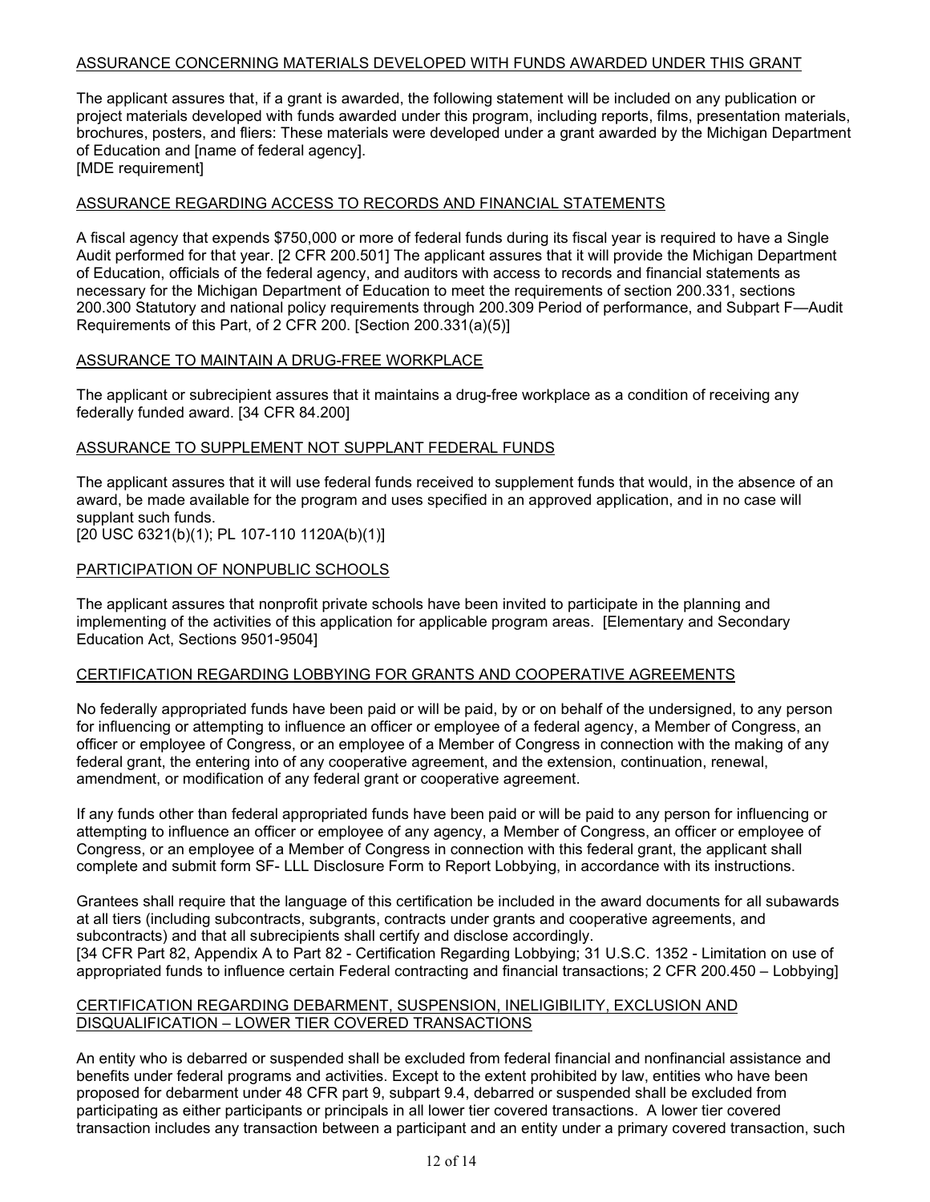## ASSURANCE CONCERNING MATERIALS DEVELOPED WITH FUNDS AWARDED UNDER THIS GRANT

The applicant assures that, if a grant is awarded, the following statement will be included on any publication or project materials developed with funds awarded under this program, including reports, films, presentation materials, brochures, posters, and fliers: These materials were developed under a grant awarded by the Michigan Department of Education and [name of federal agency].
[MDE requirement]

## ASSURANCE REGARDING ACCESS TO RECORDS AND FINANCIAL STATEMENTS

A fiscal agency that expends $750,000 or more of federal funds during its fiscal year is required to have a Single Audit performed for that year. [2 CFR 200.501] The applicant assures that it will provide the Michigan Department of Education, officials of the federal agency, and auditors with access to records and financial statements as necessary for the Michigan Department of Education to meet the requirements of section 200.331, sections 200.300 Statutory and national policy requirements through 200.309 Period of performance, and Subpart F—Audit Requirements of this Part, of 2 CFR 200. [Section 200.331(a)(5)]

## ASSURANCE TO MAINTAIN A DRUG-FREE WORKPLACE

The applicant or subrecipient assures that it maintains a drug-free workplace as a condition of receiving any federally funded award. [34 CFR 84.200]

## ASSURANCE TO SUPPLEMENT NOT SUPPLANT FEDERAL FUNDS

The applicant assures that it will use federal funds received to supplement funds that would, in the absence of an award, be made available for the program and uses specified in an approved application, and in no case will supplant such funds.
[20 USC 6321(b)(1); PL 107-110 1120A(b)(1)]

## PARTICIPATION OF NONPUBLIC SCHOOLS

The applicant assures that nonprofit private schools have been invited to participate in the planning and implementing of the activities of this application for applicable program areas. [Elementary and Secondary Education Act, Sections 9501-9504]

## CERTIFICATION REGARDING LOBBYING FOR GRANTS AND COOPERATIVE AGREEMENTS

No federally appropriated funds have been paid or will be paid, by or on behalf of the undersigned, to any person for influencing or attempting to influence an officer or employee of a federal agency, a Member of Congress, an officer or employee of Congress, or an employee of a Member of Congress in connection with the making of any federal grant, the entering into of any cooperative agreement, and the extension, continuation, renewal, amendment, or modification of any federal grant or cooperative agreement.

If any funds other than federal appropriated funds have been paid or will be paid to any person for influencing or attempting to influence an officer or employee of any agency, a Member of Congress, an officer or employee of Congress, or an employee of a Member of Congress in connection with this federal grant, the applicant shall complete and submit form SF- LLL Disclosure Form to Report Lobbying, in accordance with its instructions.

Grantees shall require that the language of this certification be included in the award documents for all subawards at all tiers (including subcontracts, subgrants, contracts under grants and cooperative agreements, and subcontracts) and that all subrecipients shall certify and disclose accordingly.
[34 CFR Part 82, Appendix A to Part 82 - Certification Regarding Lobbying; 31 U.S.C. 1352 - Limitation on use of appropriated funds to influence certain Federal contracting and financial transactions; 2 CFR 200.450 – Lobbying]

## CERTIFICATION REGARDING DEBARMENT, SUSPENSION, INELIGIBILITY, EXCLUSION AND DISQUALIFICATION – LOWER TIER COVERED TRANSACTIONS

An entity who is debarred or suspended shall be excluded from federal financial and nonfinancial assistance and benefits under federal programs and activities. Except to the extent prohibited by law, entities who have been proposed for debarment under 48 CFR part 9, subpart 9.4, debarred or suspended shall be excluded from participating as either participants or principals in all lower tier covered transactions. A lower tier covered transaction includes any transaction between a participant and an entity under a primary covered transaction, such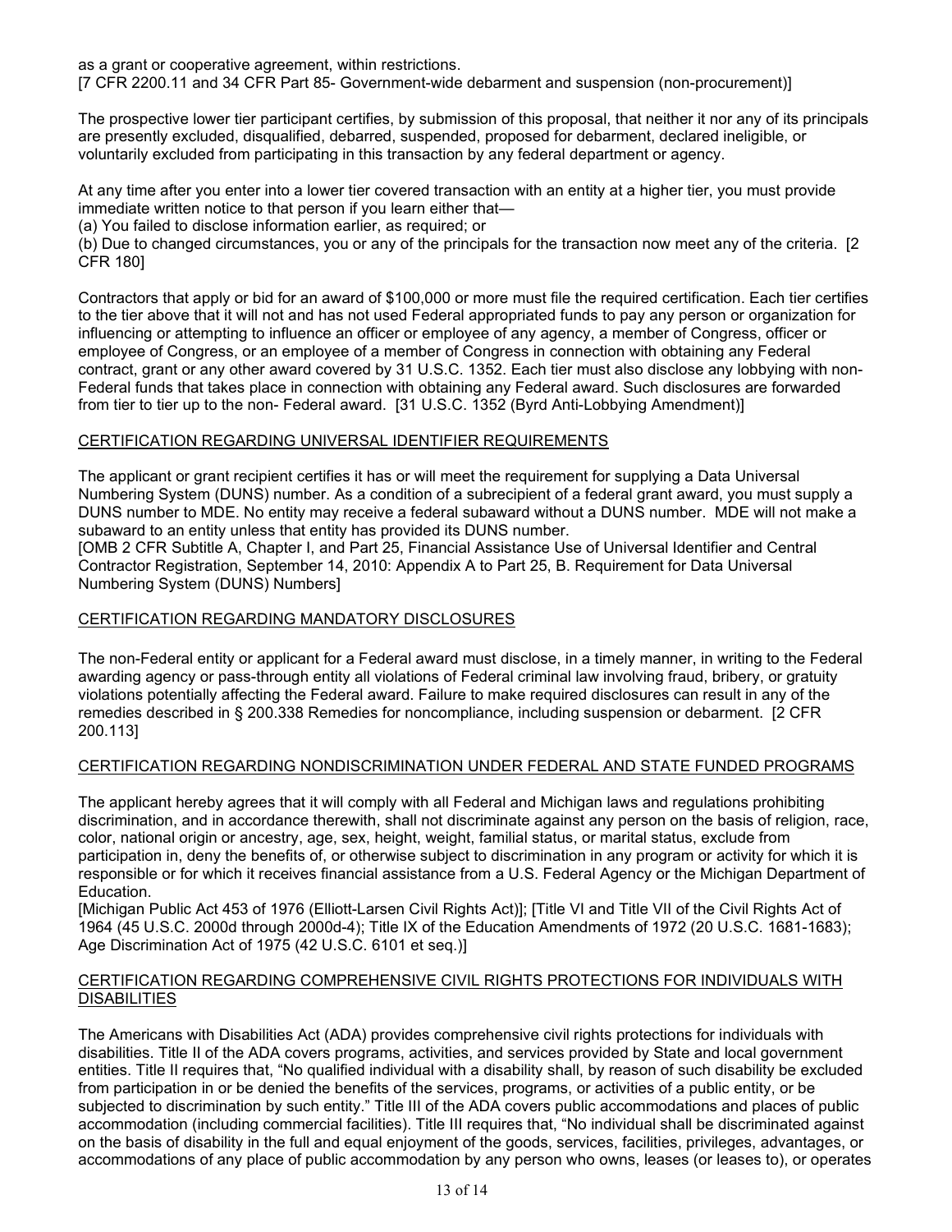as a grant or cooperative agreement, within restrictions.
[7 CFR 2200.11 and 34 CFR Part 85- Government-wide debarment and suspension (non-procurement)]

The prospective lower tier participant certifies, by submission of this proposal, that neither it nor any of its principals are presently excluded, disqualified, debarred, suspended, proposed for debarment, declared ineligible, or voluntarily excluded from participating in this transaction by any federal department or agency.

At any time after you enter into a lower tier covered transaction with an entity at a higher tier, you must provide immediate written notice to that person if you learn either that—
(a) You failed to disclose information earlier, as required; or
(b) Due to changed circumstances, you or any of the principals for the transaction now meet any of the criteria. [2 CFR 180]

Contractors that apply or bid for an award of $100,000 or more must file the required certification. Each tier certifies to the tier above that it will not and has not used Federal appropriated funds to pay any person or organization for influencing or attempting to influence an officer or employee of any agency, a member of Congress, officer or employee of Congress, or an employee of a member of Congress in connection with obtaining any Federal contract, grant or any other award covered by 31 U.S.C. 1352. Each tier must also disclose any lobbying with non-Federal funds that takes place in connection with obtaining any Federal award. Such disclosures are forwarded from tier to tier up to the non- Federal award. [31 U.S.C. 1352 (Byrd Anti-Lobbying Amendment)]

CERTIFICATION REGARDING UNIVERSAL IDENTIFIER REQUIREMENTS

The applicant or grant recipient certifies it has or will meet the requirement for supplying a Data Universal Numbering System (DUNS) number. As a condition of a subrecipient of a federal grant award, you must supply a DUNS number to MDE. No entity may receive a federal subaward without a DUNS number. MDE will not make a subaward to an entity unless that entity has provided its DUNS number.
[OMB 2 CFR Subtitle A, Chapter I, and Part 25, Financial Assistance Use of Universal Identifier and Central Contractor Registration, September 14, 2010: Appendix A to Part 25, B. Requirement for Data Universal Numbering System (DUNS) Numbers]

CERTIFICATION REGARDING MANDATORY DISCLOSURES

The non-Federal entity or applicant for a Federal award must disclose, in a timely manner, in writing to the Federal awarding agency or pass-through entity all violations of Federal criminal law involving fraud, bribery, or gratuity violations potentially affecting the Federal award. Failure to make required disclosures can result in any of the remedies described in § 200.338 Remedies for noncompliance, including suspension or debarment. [2 CFR 200.113]

CERTIFICATION REGARDING NONDISCRIMINATION UNDER FEDERAL AND STATE FUNDED PROGRAMS

The applicant hereby agrees that it will comply with all Federal and Michigan laws and regulations prohibiting discrimination, and in accordance therewith, shall not discriminate against any person on the basis of religion, race, color, national origin or ancestry, age, sex, height, weight, familial status, or marital status, exclude from participation in, deny the benefits of, or otherwise subject to discrimination in any program or activity for which it is responsible or for which it receives financial assistance from a U.S. Federal Agency or the Michigan Department of Education.
[Michigan Public Act 453 of 1976 (Elliott-Larsen Civil Rights Act)]; [Title VI and Title VII of the Civil Rights Act of 1964 (45 U.S.C. 2000d through 2000d-4); Title IX of the Education Amendments of 1972 (20 U.S.C. 1681-1683); Age Discrimination Act of 1975 (42 U.S.C. 6101 et seq.)]

CERTIFICATION REGARDING COMPREHENSIVE CIVIL RIGHTS PROTECTIONS FOR INDIVIDUALS WITH DISABILITIES

The Americans with Disabilities Act (ADA) provides comprehensive civil rights protections for individuals with disabilities. Title II of the ADA covers programs, activities, and services provided by State and local government entities. Title II requires that, "No qualified individual with a disability shall, by reason of such disability be excluded from participation in or be denied the benefits of the services, programs, or activities of a public entity, or be subjected to discrimination by such entity." Title III of the ADA covers public accommodations and places of public accommodation (including commercial facilities). Title III requires that, "No individual shall be discriminated against on the basis of disability in the full and equal enjoyment of the goods, services, facilities, privileges, advantages, or accommodations of any place of public accommodation by any person who owns, leases (or leases to), or operates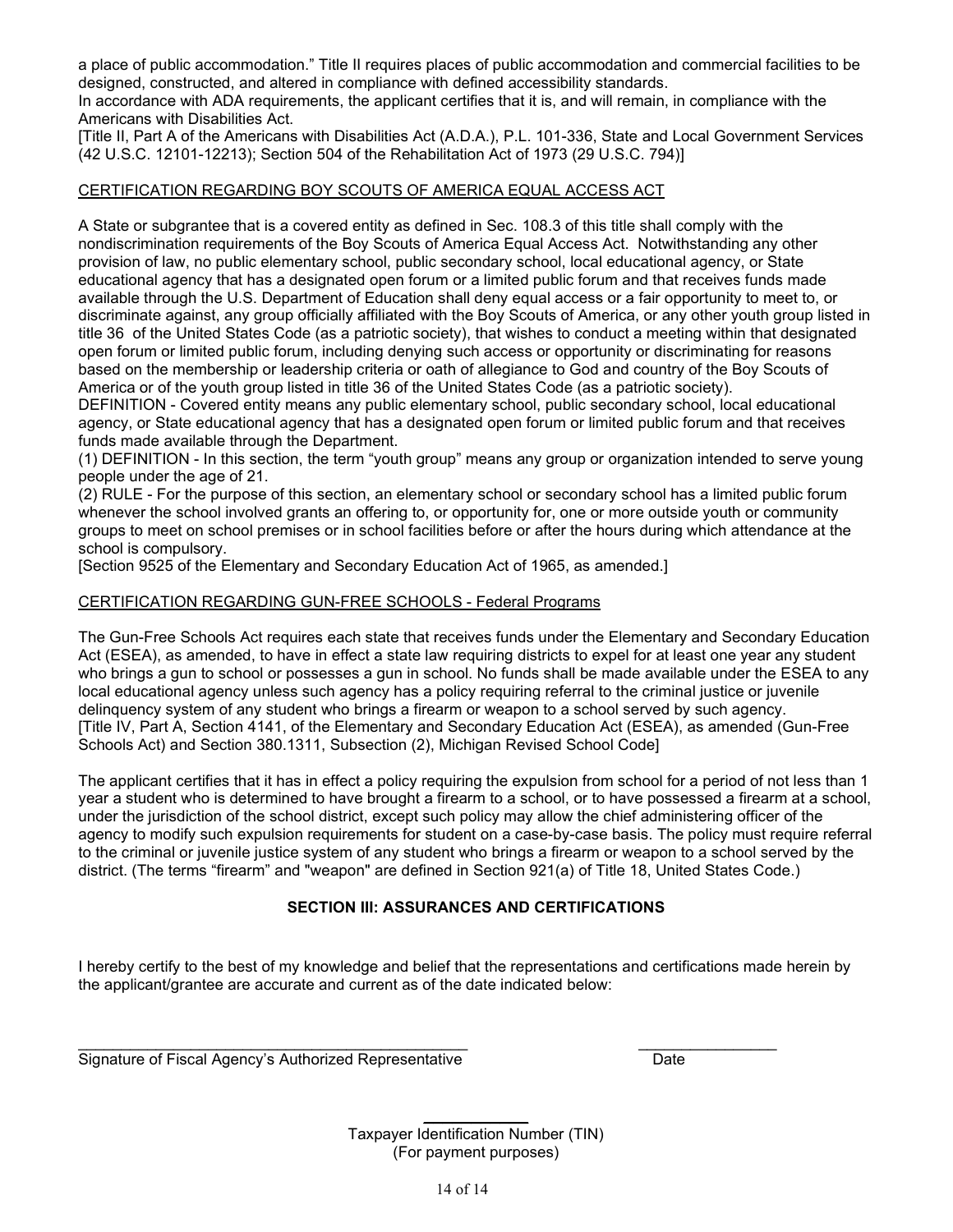a place of public accommodation." Title II requires places of public accommodation and commercial facilities to be designed, constructed, and altered in compliance with defined accessibility standards.
In accordance with ADA requirements, the applicant certifies that it is, and will remain, in compliance with the Americans with Disabilities Act.
[Title II, Part A of the Americans with Disabilities Act (A.D.A.), P.L. 101-336, State and Local Government Services (42 U.S.C. 12101-12213); Section 504 of the Rehabilitation Act of 1973 (29 U.S.C. 794)]

CERTIFICATION REGARDING BOY SCOUTS OF AMERICA EQUAL ACCESS ACT

A State or subgrantee that is a covered entity as defined in Sec. 108.3 of this title shall comply with the nondiscrimination requirements of the Boy Scouts of America Equal Access Act. Notwithstanding any other provision of law, no public elementary school, public secondary school, local educational agency, or State educational agency that has a designated open forum or a limited public forum and that receives funds made available through the U.S. Department of Education shall deny equal access or a fair opportunity to meet to, or discriminate against, any group officially affiliated with the Boy Scouts of America, or any other youth group listed in title 36 of the United States Code (as a patriotic society), that wishes to conduct a meeting within that designated open forum or limited public forum, including denying such access or opportunity or discriminating for reasons based on the membership or leadership criteria or oath of allegiance to God and country of the Boy Scouts of America or of the youth group listed in title 36 of the United States Code (as a patriotic society).
DEFINITION - Covered entity means any public elementary school, public secondary school, local educational agency, or State educational agency that has a designated open forum or limited public forum and that receives funds made available through the Department.
(1) DEFINITION - In this section, the term "youth group" means any group or organization intended to serve young people under the age of 21.
(2) RULE - For the purpose of this section, an elementary school or secondary school has a limited public forum whenever the school involved grants an offering to, or opportunity for, one or more outside youth or community groups to meet on school premises or in school facilities before or after the hours during which attendance at the school is compulsory.
[Section 9525 of the Elementary and Secondary Education Act of 1965, as amended.]

CERTIFICATION REGARDING GUN-FREE SCHOOLS - Federal Programs

The Gun-Free Schools Act requires each state that receives funds under the Elementary and Secondary Education Act (ESEA), as amended, to have in effect a state law requiring districts to expel for at least one year any student who brings a gun to school or possesses a gun in school. No funds shall be made available under the ESEA to any local educational agency unless such agency has a policy requiring referral to the criminal justice or juvenile delinquency system of any student who brings a firearm or weapon to a school served by such agency.
[Title IV, Part A, Section 4141, of the Elementary and Secondary Education Act (ESEA), as amended (Gun-Free Schools Act) and Section 380.1311, Subsection (2), Michigan Revised School Code]

The applicant certifies that it has in effect a policy requiring the expulsion from school for a period of not less than 1 year a student who is determined to have brought a firearm to a school, or to have possessed a firearm at a school, under the jurisdiction of the school district, except such policy may allow the chief administering officer of the agency to modify such expulsion requirements for student on a case-by-case basis. The policy must require referral to the criminal or juvenile justice system of any student who brings a firearm or weapon to a school served by the district. (The terms "firearm" and "weapon" are defined in Section 921(a) of Title 18, United States Code.)

## SECTION III: ASSURANCES AND CERTIFICATIONS

I hereby certify to the best of my knowledge and belief that the representations and certifications made herein by the applicant/grantee are accurate and current as of the date indicated below:

_______________________________________________ ________________
Signature of Fiscal Agency's Authorized Representative Date

____________
Taxpayer Identification Number (TIN)
(For payment purposes)